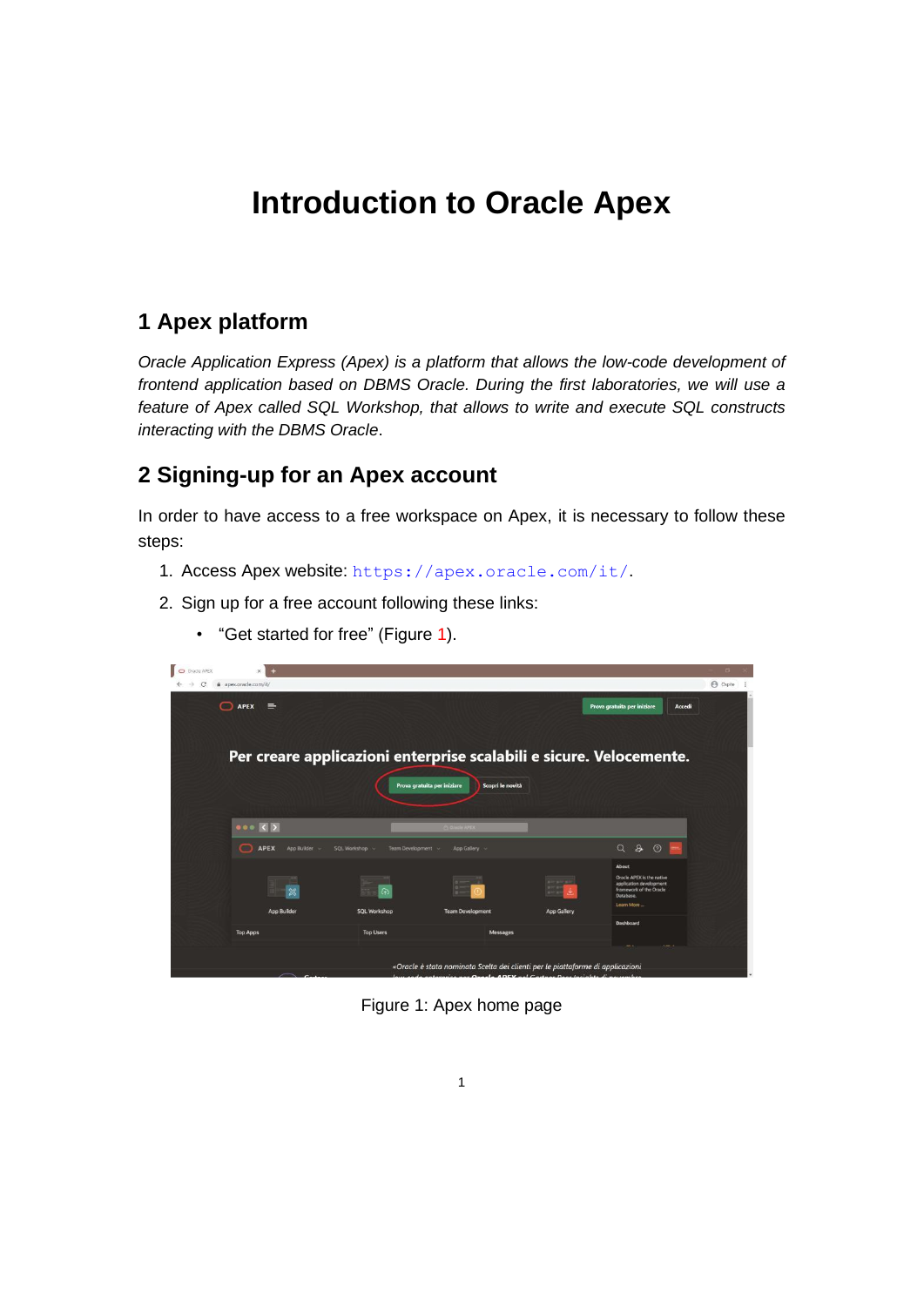# Introduction to Oracle Apex

## 1 Apex platform

*Oracle Application Express (Apex) is a platform that allows the low-code development of frontend application based on DBMS Oracle. During the first laboratories, we will use a feature of Apex called SQL Workshop, that allows to write and execute SQL constructs interacting with the DBMS Oracle*.

## 2 Signing-up for an Apex account

In order to have access to a free workspace on Apex, it is necessary to follow these steps:

1. Access Apex website: `https://apex.oracle.com/it/`.
2. Sign up for a free account following these links:
   - "Get started for free" (Figure 1).

Figure 1: Apex home page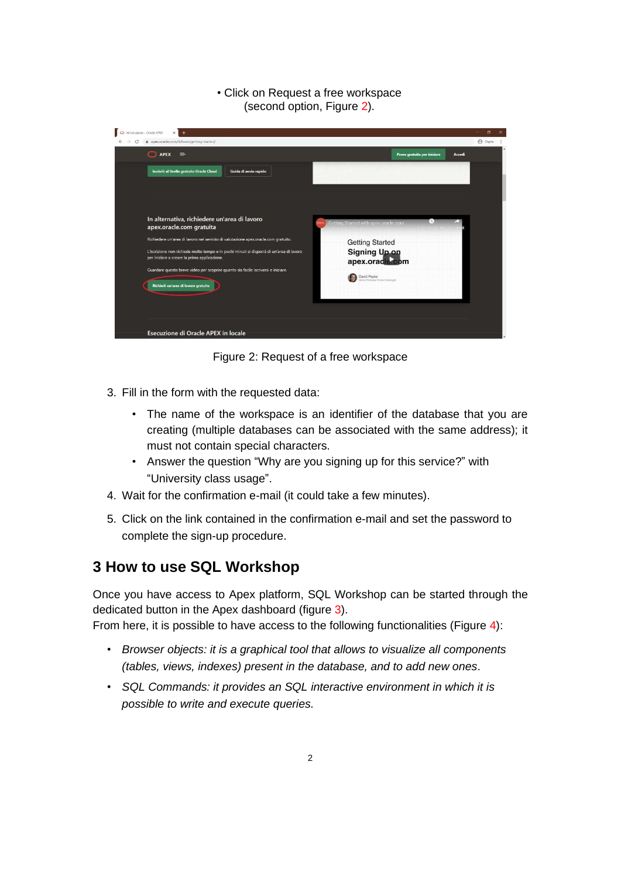• Click on Request a free workspace (second option, Figure 2).

Figure 2: Request of a free workspace

3. Fill in the form with the requested data:
   - The name of the workspace is an identifier of the database that you are creating (multiple databases can be associated with the same address); it must not contain special characters.
   - Answer the question “Why are you signing up for this service?” with “University class usage”.
4. Wait for the confirmation e-mail (it could take a few minutes).
5. Click on the link contained in the confirmation e-mail and set the password to complete the sign-up procedure.

# 3 How to use SQL Workshop

Once you have access to Apex platform, SQL Workshop can be started through the dedicated button in the Apex dashboard (figure 3).
From here, it is possible to have access to the following functionalities (Figure 4):

- *Browser objects: it is a graphical tool that allows to visualize all components (tables, views, indexes) present in the database, and to add new ones*.
- *SQL Commands: it provides an SQL interactive environment in which it is possible to write and execute queries.*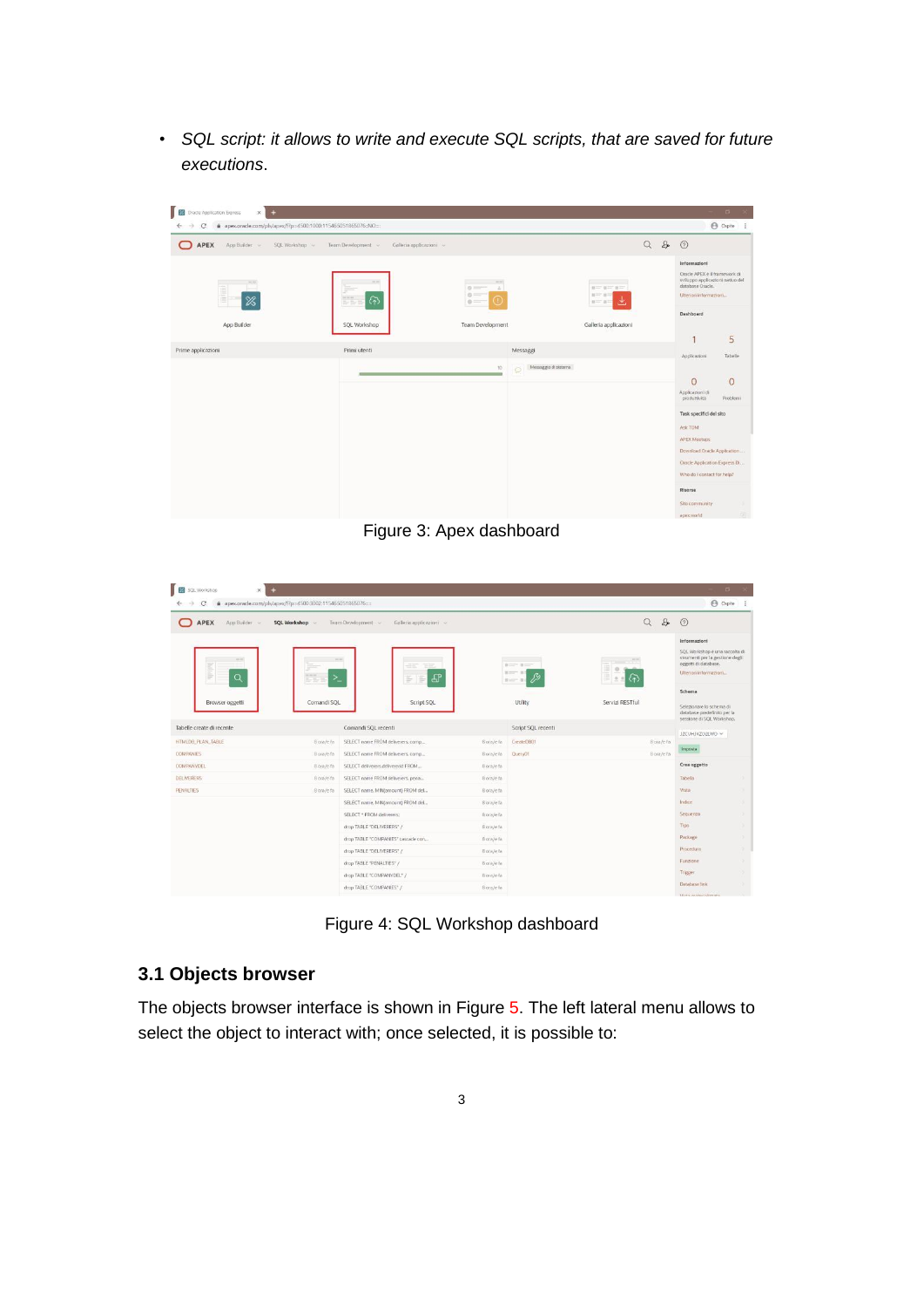- *SQL script: it allows to write and execute SQL scripts, that are saved for future executions*.

Figure 3: Apex dashboard

Figure 4: SQL Workshop dashboard

## 3.1 Objects browser

The objects browser interface is shown in Figure 5. The left lateral menu allows to select the object to interact with; once selected, it is possible to: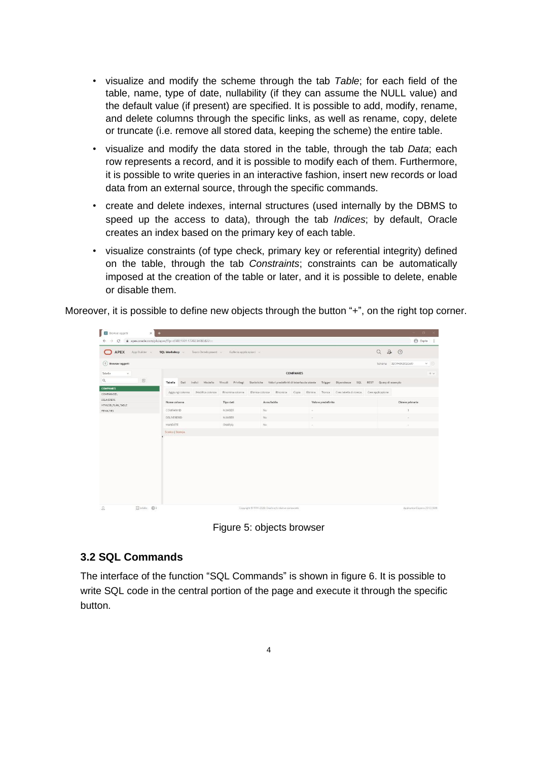- visualize and modify the scheme through the tab *Table*; for each field of the table, name, type of date, nullability (if they can assume the NULL value) and the default value (if present) are specified. It is possible to add, modify, rename, and delete columns through the specific links, as well as rename, copy, delete or truncate (i.e. remove all stored data, keeping the scheme) the entire table.
- visualize and modify the data stored in the table, through the tab *Data*; each row represents a record, and it is possible to modify each of them. Furthermore, it is possible to write queries in an interactive fashion, insert new records or load data from an external source, through the specific commands.
- create and delete indexes, internal structures (used internally by the DBMS to speed up the access to data), through the tab *Indices*; by default, Oracle creates an index based on the primary key of each table.
- visualize constraints (of type check, primary key or referential integrity) defined on the table, through the tab *Constraints*; constraints can be automatically imposed at the creation of the table or later, and it is possible to delete, enable or disable them.

Moreover, it is possible to define new objects through the button "+", on the right top corner.

Figure 5: objects browser

### 3.2 SQL Commands

The interface of the function "SQL Commands" is shown in figure 6. It is possible to write SQL code in the central portion of the page and execute it through the specific button.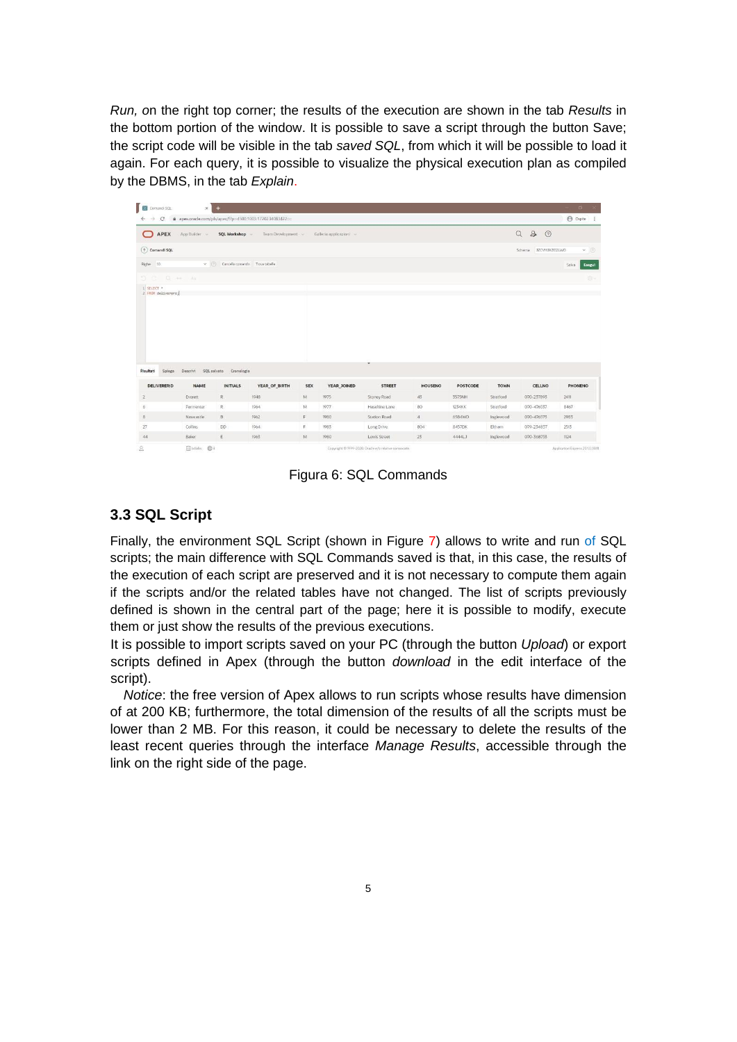*Run,* on the right top corner; the results of the execution are shown in the tab *Results* in the bottom portion of the window. It is possible to save a script through the button Save; the script code will be visible in the tab *saved SQL*, from which it will be possible to load it again. For each query, it is possible to visualize the physical execution plan as compiled by the DBMS, in the tab *Explain*.

Figura 6: SQL Commands

## 3.3 SQL Script

Finally, the environment SQL Script (shown in Figure 7) allows to write and run of SQL scripts; the main difference with SQL Commands saved is that, in this case, the results of the execution of each script are preserved and it is not necessary to compute them again if the scripts and/or the related tables have not changed. The list of scripts previously defined is shown in the central part of the page; here it is possible to modify, execute them or just show the results of the previous executions.

It is possible to import scripts saved on your PC (through the button *Upload*) or export scripts defined in Apex (through the button *download* in the edit interface of the script).

*Notice*: the free version of Apex allows to run scripts whose results have dimension of at 200 KB; furthermore, the total dimension of the results of all the scripts must be lower than 2 MB. For this reason, it could be necessary to delete the results of the least recent queries through the interface *Manage Results*, accessible through the link on the right side of the page.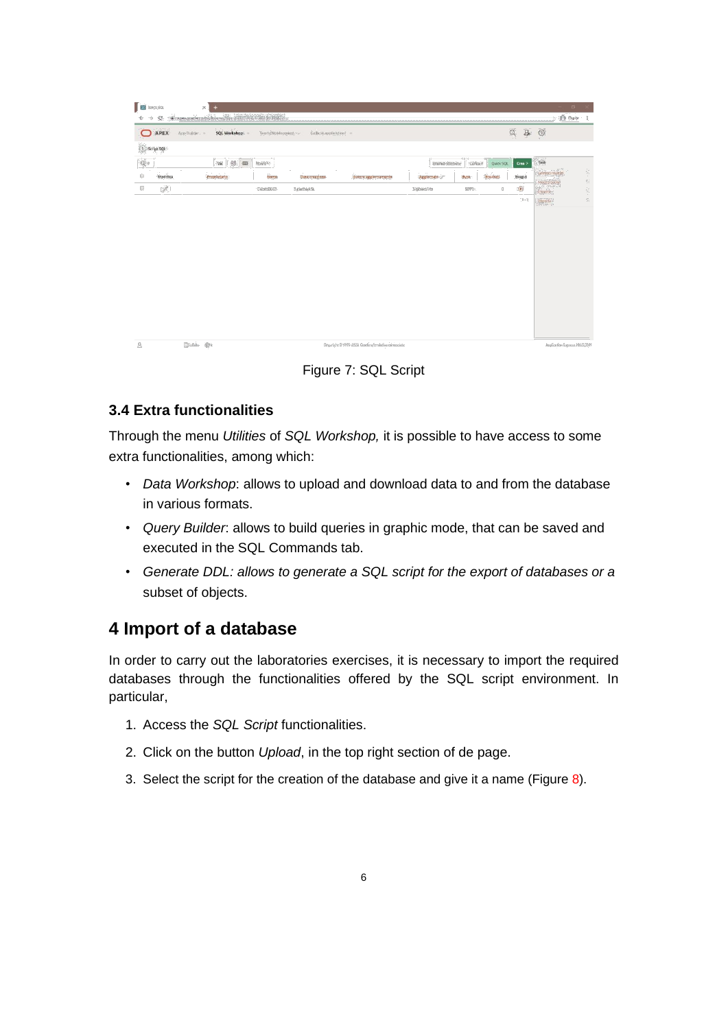Figure 7: SQL Script

### 3.4 Extra functionalities

Through the menu *Utilities* of *SQL Workshop,* it is possible to have access to some extra functionalities, among which:

- *Data Workshop*: allows to upload and download data to and from the database in various formats.
- *Query Builder*: allows to build queries in graphic mode, that can be saved and executed in the SQL Commands tab.
- *Generate DDL: allows to generate a SQL script for the export of databases or a* subset of objects.

## 4 Import of a database

In order to carry out the laboratories exercises, it is necessary to import the required databases through the functionalities offered by the SQL script environment. In particular,

1. Access the *SQL Script* functionalities.
2. Click on the button *Upload*, in the top right section of de page.
3. Select the script for the creation of the database and give it a name (Figure 8).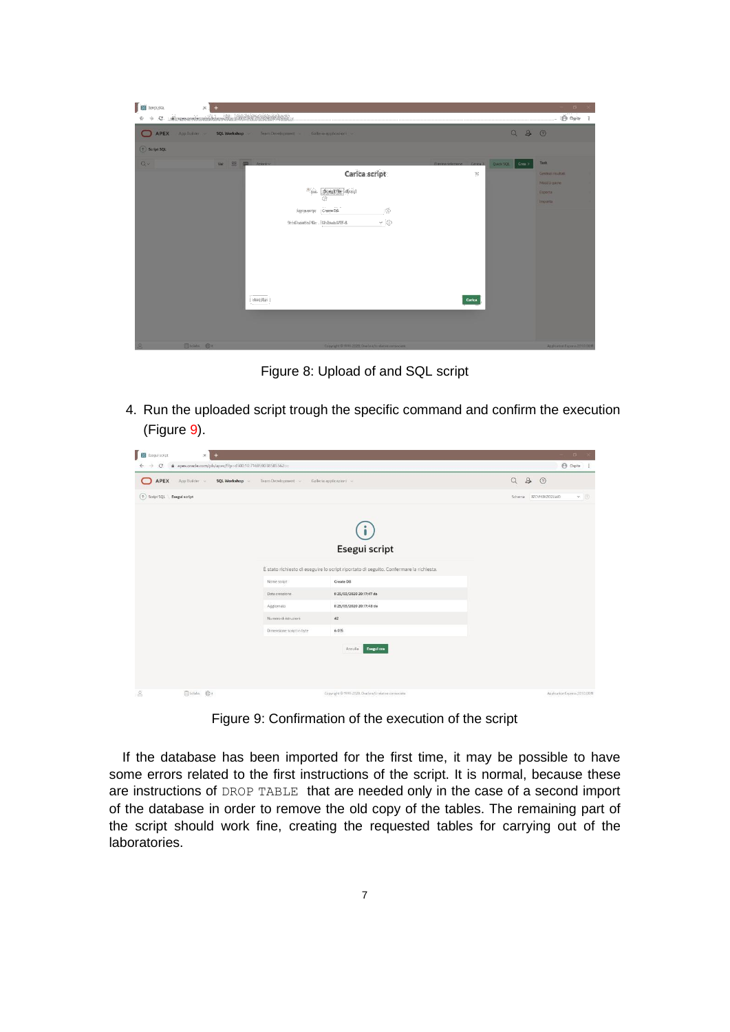Figure 8: Upload of and SQL script

4. Run the uploaded script trough the specific command and confirm the execution (Figure 9).

Figure 9: Confirmation of the execution of the script

If the database has been imported for the first time, it may be possible to have some errors related to the first instructions of the script. It is normal, because these are instructions of `DROP TABLE` that are needed only in the case of a second import of the database in order to remove the old copy of the tables. The remaining part of the script should work fine, creating the requested tables for carrying out of the laboratories.